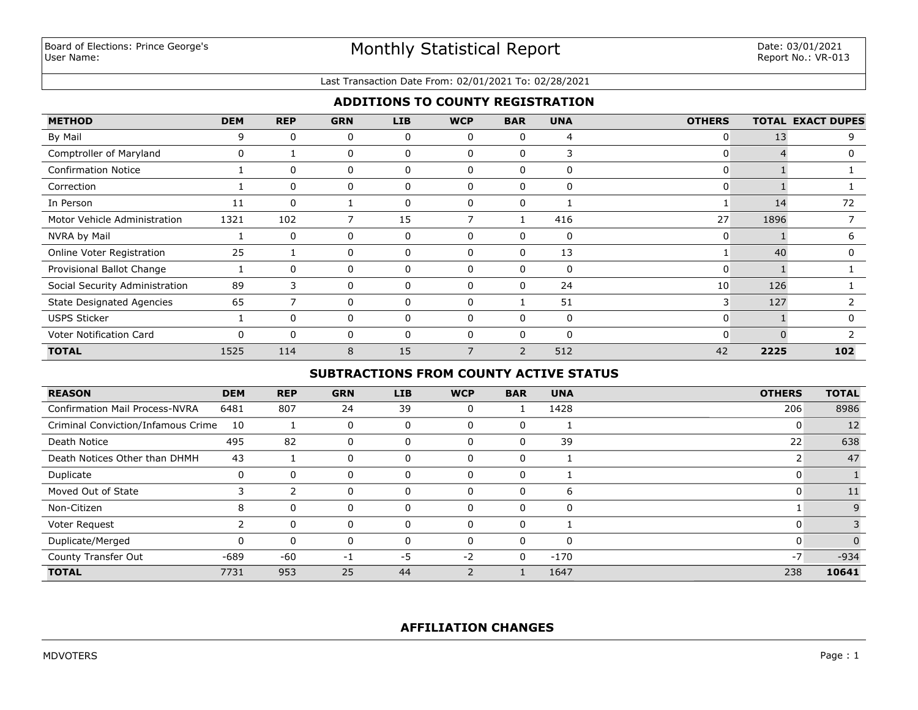Board of Elections: Prince George's
User Name:

# Monthly Statistical Report

Date: 03/01/2021
Report No.: VR-013

Last Transaction Date From: 02/01/2021 To: 02/28/2021

## ADDITIONS TO COUNTY REGISTRATION

| METHOD | DEM | REP | GRN | LIB | WCP | BAR | UNA | OTHERS | TOTAL | EXACT DUPES |
|---|---|---|---|---|---|---|---|---|---|---|
| By Mail | 9 | 0 | 0 | 0 | 0 | 0 | 4 | 0 | 13 | 9 |
| Comptroller of Maryland | 0 | 1 | 0 | 0 | 0 | 0 | 3 | 0 | 4 | 0 |
| Confirmation Notice | 1 | 0 | 0 | 0 | 0 | 0 | 0 | 0 | 1 | 1 |
| Correction | 1 | 0 | 0 | 0 | 0 | 0 | 0 | 0 | 1 | 1 |
| In Person | 11 | 0 | 1 | 0 | 0 | 0 | 1 | 1 | 14 | 72 |
| Motor Vehicle Administration | 1321 | 102 | 7 | 15 | 7 | 1 | 416 | 27 | 1896 | 7 |
| NVRA by Mail | 1 | 0 | 0 | 0 | 0 | 0 | 0 | 0 | 1 | 6 |
| Online Voter Registration | 25 | 1 | 0 | 0 | 0 | 0 | 13 | 1 | 40 | 0 |
| Provisional Ballot Change | 1 | 0 | 0 | 0 | 0 | 0 | 0 | 0 | 1 | 1 |
| Social Security Administration | 89 | 3 | 0 | 0 | 0 | 0 | 24 | 10 | 126 | 1 |
| State Designated Agencies | 65 | 7 | 0 | 0 | 0 | 1 | 51 | 3 | 127 | 2 |
| USPS Sticker | 1 | 0 | 0 | 0 | 0 | 0 | 0 | 0 | 1 | 0 |
| Voter Notification Card | 0 | 0 | 0 | 0 | 0 | 0 | 0 | 0 | 0 | 2 |
| **TOTAL** | 1525 | 114 | 8 | 15 | 7 | 2 | 512 | 42 | **2225** | **102** |

## SUBTRACTIONS FROM COUNTY ACTIVE STATUS

| REASON | DEM | REP | GRN | LIB | WCP | BAR | UNA | OTHERS | TOTAL |
|---|---|---|---|---|---|---|---|---|---|
| Confirmation Mail Process-NVRA | 6481 | 807 | 24 | 39 | 0 | 1 | 1428 | 206 | 8986 |
| Criminal Conviction/Infamous Crime | 10 | 1 | 0 | 0 | 0 | 0 | 1 | 0 | 12 |
| Death Notice | 495 | 82 | 0 | 0 | 0 | 0 | 39 | 22 | 638 |
| Death Notices Other than DHMH | 43 | 1 | 0 | 0 | 0 | 0 | 1 | 2 | 47 |
| Duplicate | 0 | 0 | 0 | 0 | 0 | 0 | 1 | 0 | 1 |
| Moved Out of State | 3 | 2 | 0 | 0 | 0 | 0 | 6 | 0 | 11 |
| Non-Citizen | 8 | 0 | 0 | 0 | 0 | 0 | 0 | 1 | 9 |
| Voter Request | 2 | 0 | 0 | 0 | 0 | 0 | 1 | 0 | 3 |
| Duplicate/Merged | 0 | 0 | 0 | 0 | 0 | 0 | 0 | 0 | 0 |
| County Transfer Out | -689 | -60 | -1 | -5 | -2 | 0 | -170 | -7 | -934 |
| **TOTAL** | 7731 | 953 | 25 | 44 | 2 | 1 | 1647 | 238 | **10641** |

## AFFILIATION CHANGES

MDVOTERS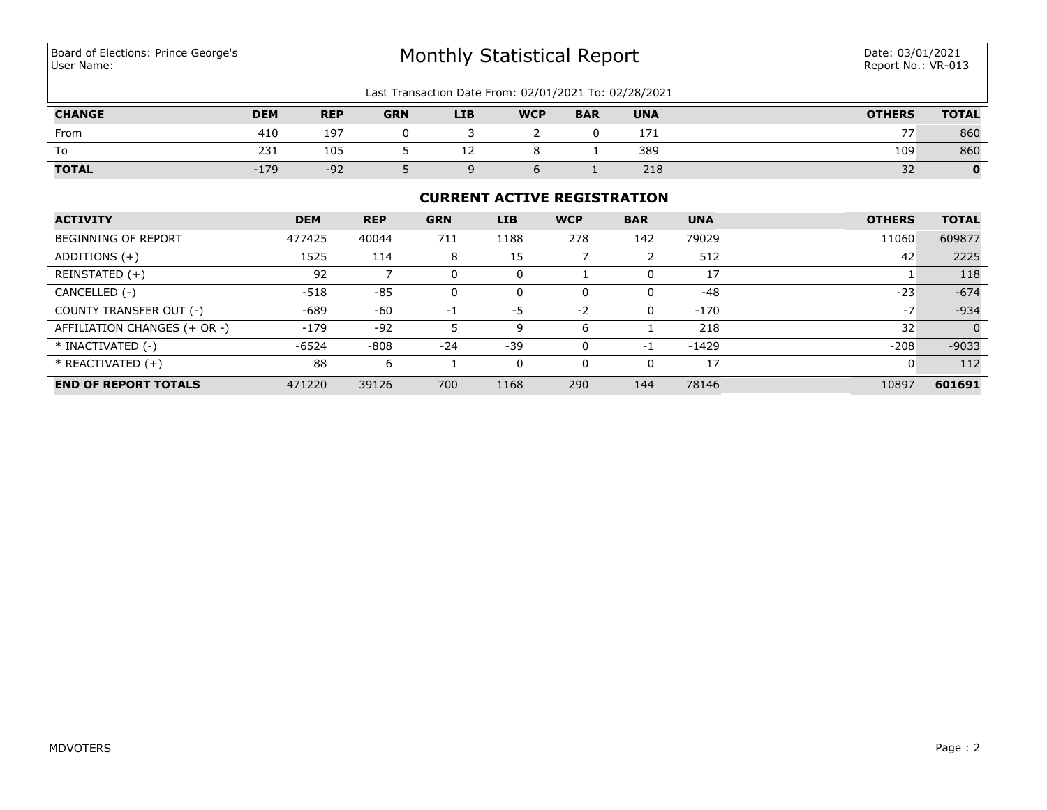Board of Elections: Prince George's
User Name:

# Monthly Statistical Report

Date: 03/01/2021
Report No.: VR-013

Last Transaction Date From: 02/01/2021 To: 02/28/2021

| CHANGE | DEM | REP | GRN | LIB | WCP | BAR | UNA | OTHERS | TOTAL |
|---|---|---|---|---|---|---|---|---|---|
| From | 410 | 197 | 0 | 3 | 2 | 0 | 171 | 77 | 860 |
| To | 231 | 105 | 5 | 12 | 8 | 1 | 389 | 109 | 860 |
| **TOTAL** | -179 | -92 | 5 | 9 | 6 | 1 | 218 | 32 | **0** |

## CURRENT ACTIVE REGISTRATION

| ACTIVITY | DEM | REP | GRN | LIB | WCP | BAR | UNA | OTHERS | TOTAL |
|---|---|---|---|---|---|---|---|---|---|
| BEGINNING OF REPORT | 477425 | 40044 | 711 | 1188 | 278 | 142 | 79029 | 11060 | 609877 |
| ADDITIONS (+) | 1525 | 114 | 8 | 15 | 7 | 2 | 512 | 42 | 2225 |
| REINSTATED (+) | 92 | 7 | 0 | 0 | 1 | 0 | 17 | 1 | 118 |
| CANCELLED (-) | -518 | -85 | 0 | 0 | 0 | 0 | -48 | -23 | -674 |
| COUNTY TRANSFER OUT (-) | -689 | -60 | -1 | -5 | -2 | 0 | -170 | -7 | -934 |
| AFFILIATION CHANGES (+ OR -) | -179 | -92 | 5 | 9 | 6 | 1 | 218 | 32 | 0 |
| * INACTIVATED (-) | -6524 | -808 | -24 | -39 | 0 | -1 | -1429 | -208 | -9033 |
| * REACTIVATED (+) | 88 | 6 | 1 | 0 | 0 | 0 | 17 | 0 | 112 |
| **END OF REPORT TOTALS** | 471220 | 39126 | 700 | 1168 | 290 | 144 | 78146 | 10897 | **601691** |

MDVOTERS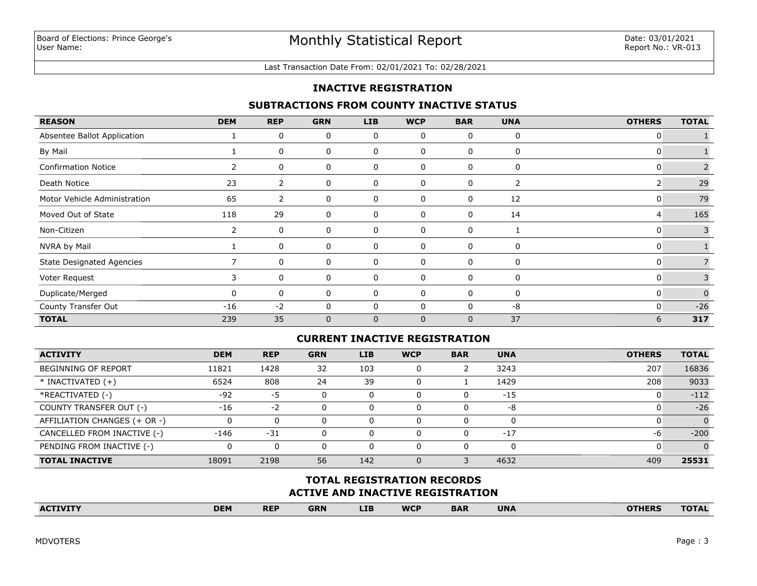Board of Elections: Prince George's
User Name:

# Monthly Statistical Report

Date: 03/01/2021
Report No.: VR-013

Last Transaction Date From: 02/01/2021 To: 02/28/2021

## INACTIVE REGISTRATION

### SUBTRACTIONS FROM COUNTY INACTIVE STATUS

| REASON | DEM | REP | GRN | LIB | WCP | BAR | UNA | OTHERS | TOTAL |
|---|---|---|---|---|---|---|---|---|---|
| Absentee Ballot Application | 1 | 0 | 0 | 0 | 0 | 0 | 0 | 0 | 1 |
| By Mail | 1 | 0 | 0 | 0 | 0 | 0 | 0 | 0 | 1 |
| Confirmation Notice | 2 | 0 | 0 | 0 | 0 | 0 | 0 | 0 | 2 |
| Death Notice | 23 | 2 | 0 | 0 | 0 | 0 | 2 | 2 | 29 |
| Motor Vehicle Administration | 65 | 2 | 0 | 0 | 0 | 0 | 12 | 0 | 79 |
| Moved Out of State | 118 | 29 | 0 | 0 | 0 | 0 | 14 | 4 | 165 |
| Non-Citizen | 2 | 0 | 0 | 0 | 0 | 0 | 1 | 0 | 3 |
| NVRA by Mail | 1 | 0 | 0 | 0 | 0 | 0 | 0 | 0 | 1 |
| State Designated Agencies | 7 | 0 | 0 | 0 | 0 | 0 | 0 | 0 | 7 |
| Voter Request | 3 | 0 | 0 | 0 | 0 | 0 | 0 | 0 | 3 |
| Duplicate/Merged | 0 | 0 | 0 | 0 | 0 | 0 | 0 | 0 | 0 |
| County Transfer Out | -16 | -2 | 0 | 0 | 0 | 0 | -8 | 0 | -26 |
| **TOTAL** | 239 | 35 | 0 | 0 | 0 | 0 | 37 | 6 | **317** |

### CURRENT INACTIVE REGISTRATION

| ACTIVITY | DEM | REP | GRN | LIB | WCP | BAR | UNA | OTHERS | TOTAL |
|---|---|---|---|---|---|---|---|---|---|
| BEGINNING OF REPORT | 11821 | 1428 | 32 | 103 | 0 | 2 | 3243 | 207 | 16836 |
| * INACTIVATED (+) | 6524 | 808 | 24 | 39 | 0 | 1 | 1429 | 208 | 9033 |
| *REACTIVATED (-) | -92 | -5 | 0 | 0 | 0 | 0 | -15 | 0 | -112 |
| COUNTY TRANSFER OUT (-) | -16 | -2 | 0 | 0 | 0 | 0 | -8 | 0 | -26 |
| AFFILIATION CHANGES (+ OR -) | 0 | 0 | 0 | 0 | 0 | 0 | 0 | 0 | 0 |
| CANCELLED FROM INACTIVE (-) | -146 | -31 | 0 | 0 | 0 | 0 | -17 | -6 | -200 |
| PENDING FROM INACTIVE (-) | 0 | 0 | 0 | 0 | 0 | 0 | 0 | 0 | 0 |
| **TOTAL INACTIVE** | 18091 | 2198 | 56 | 142 | 0 | 3 | 4632 | 409 | **25531** |

### TOTAL REGISTRATION RECORDS
### ACTIVE AND INACTIVE REGISTRATION

| ACTIVITY | DEM | REP | GRN | LIB | WCP | BAR | UNA | OTHERS | TOTAL |
|---|---|---|---|---|---|---|---|---|---|

MDVOTERS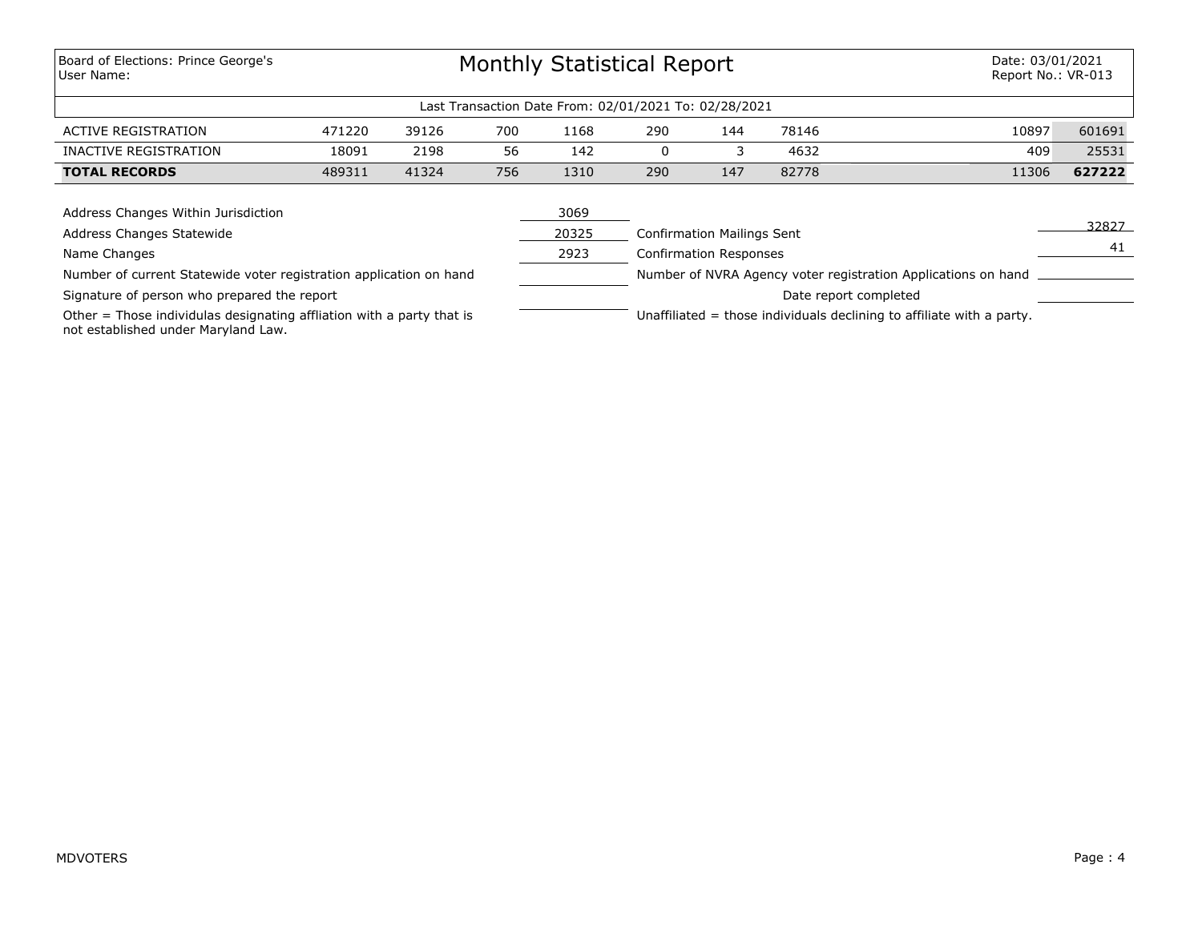Board of Elections: Prince George's
User Name:

# Monthly Statistical Report

Date: 03/01/2021
Report No.: VR-013

Last Transaction Date From: 02/01/2021 To: 02/28/2021

| | | | | | | | | | |
|---|---|---|---|---|---|---|---|---|---|
| ACTIVE REGISTRATION | 471220 | 39126 | 700 | 1168 | 290 | 144 | 78146 | 10897 | 601691 |
| INACTIVE REGISTRATION | 18091 | 2198 | 56 | 142 | 0 | 3 | 4632 | 409 | 25531 |
| **TOTAL RECORDS** | 489311 | 41324 | 756 | 1310 | 290 | 147 | 82778 | 11306 | **627222** |

| | | | |
|---|---|---|---|
| Address Changes Within Jurisdiction | 3069 | | |
| Address Changes Statewide | 20325 | Confirmation Mailings Sent | 32827 |
| Name Changes | 2923 | Confirmation Responses | 41 |
| Number of current Statewide voter registration application on hand | | Number of NVRA Agency voter registration Applications on hand | |
| Signature of person who prepared the report | | Date report completed | |

Other = Those individulas designating affliation with a party that is not established under Maryland Law.

Unaffiliated = those individuals declining to affiliate with a party.

MDVOTERS